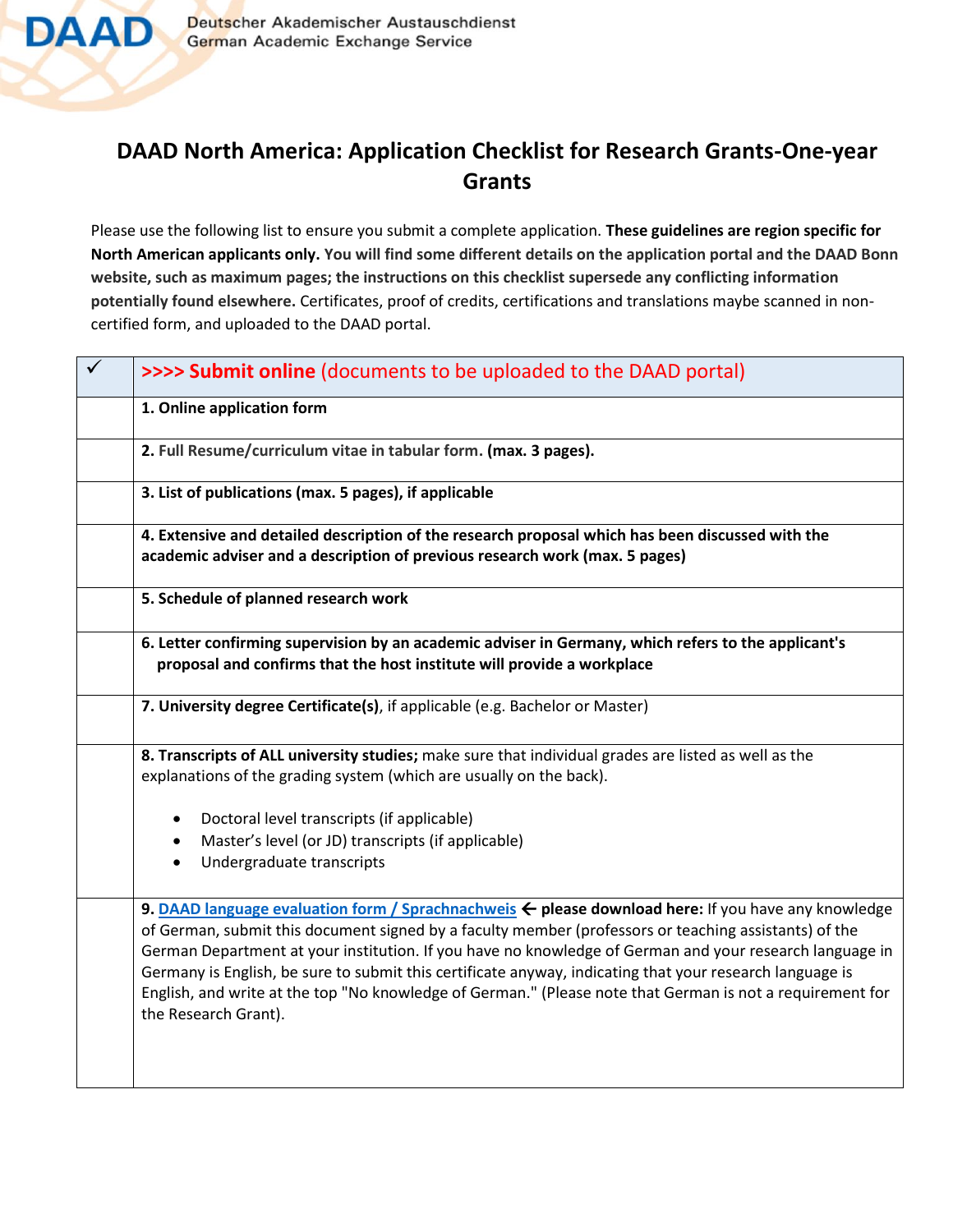DAAD Deutscher Akademischer Austauschdienst
German Academic Exchange Service

# DAAD North America: Application Checklist for Research Grants-One-year Grants

Please use the following list to ensure you submit a complete application. **These guidelines are region specific for North American applicants only. You will find some different details on the application portal and the DAAD Bonn website, such as maximum pages; the instructions on this checklist supersede any conflicting information potentially found elsewhere.** Certificates, proof of credits, certifications and translations maybe scanned in non-certified form, and uploaded to the DAAD portal.

| ✓ | **>>>> Submit online** (documents to be uploaded to the DAAD portal) |
|---|---|
| | **1. Online application form** |
| | **2. Full Resume/curriculum vitae in tabular form. (max. 3 pages).** |
| | **3. List of publications (max. 5 pages), if applicable** |
| | **4. Extensive and detailed description of the research proposal which has been discussed with the academic adviser and a description of previous research work (max. 5 pages)** |
| | **5. Schedule of planned research work** |
| | **6. Letter confirming supervision by an academic adviser in Germany, which refers to the applicant's proposal and confirms that the host institute will provide a workplace** |
| | **7. University degree Certificate(s)**, if applicable (e.g. Bachelor or Master) |
| | **8. Transcripts of ALL university studies;** make sure that individual grades are listed as well as the explanations of the grading system (which are usually on the back).<br>• Doctoral level transcripts (if applicable)<br>• Master's level (or JD) transcripts (if applicable)<br>• Undergraduate transcripts |
| | **9. DAAD language evaluation form / Sprachnachweis ← please download here:** If you have any knowledge of German, submit this document signed by a faculty member (professors or teaching assistants) of the German Department at your institution. If you have no knowledge of German and your research language in Germany is English, be sure to submit this certificate anyway, indicating that your research language is English, and write at the top "No knowledge of German." (Please note that German is not a requirement for the Research Grant). |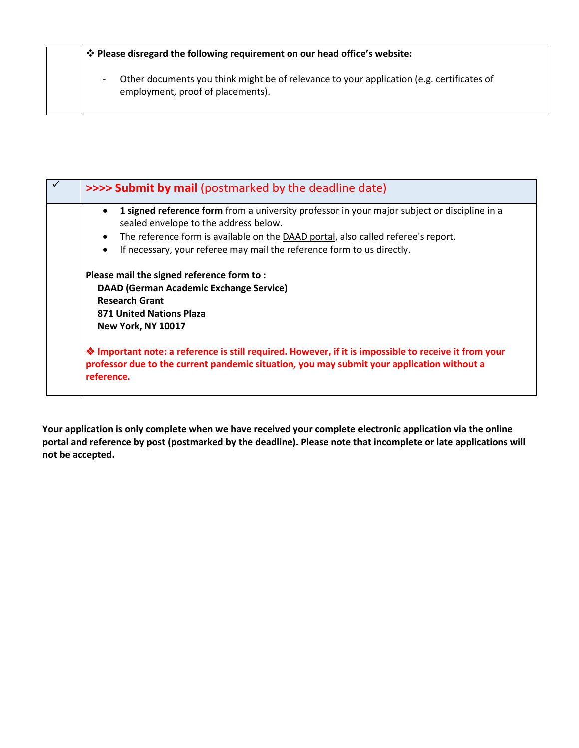| | |
|---|---|
| | ❖ **Please disregard the following requirement on our head office's website:**<br><br>- Other documents you think might be of relevance to your application (e.g. certificates of employment, proof of placements). |

| ✓ | **>>>> Submit by mail** (postmarked by the deadline date) |
|---|---|
| | • **1 signed reference form** from a university professor in your major subject or discipline in a sealed envelope to the address below.<br>• The reference form is available on the DAAD portal, also called referee's report.<br>• If necessary, your referee may mail the reference form to us directly.<br><br>**Please mail the signed reference form to :**<br>**DAAD (German Academic Exchange Service)**<br>**Research Grant**<br>**871 United Nations Plaza**<br>**New York, NY 10017**<br><br>❖ **Important note: a reference is still required. However, if it is impossible to receive it from your professor due to the current pandemic situation, you may submit your application without a reference.** |

**Your application is only complete when we have received your complete electronic application via the online portal and reference by post (postmarked by the deadline). Please note that incomplete or late applications will not be accepted.**